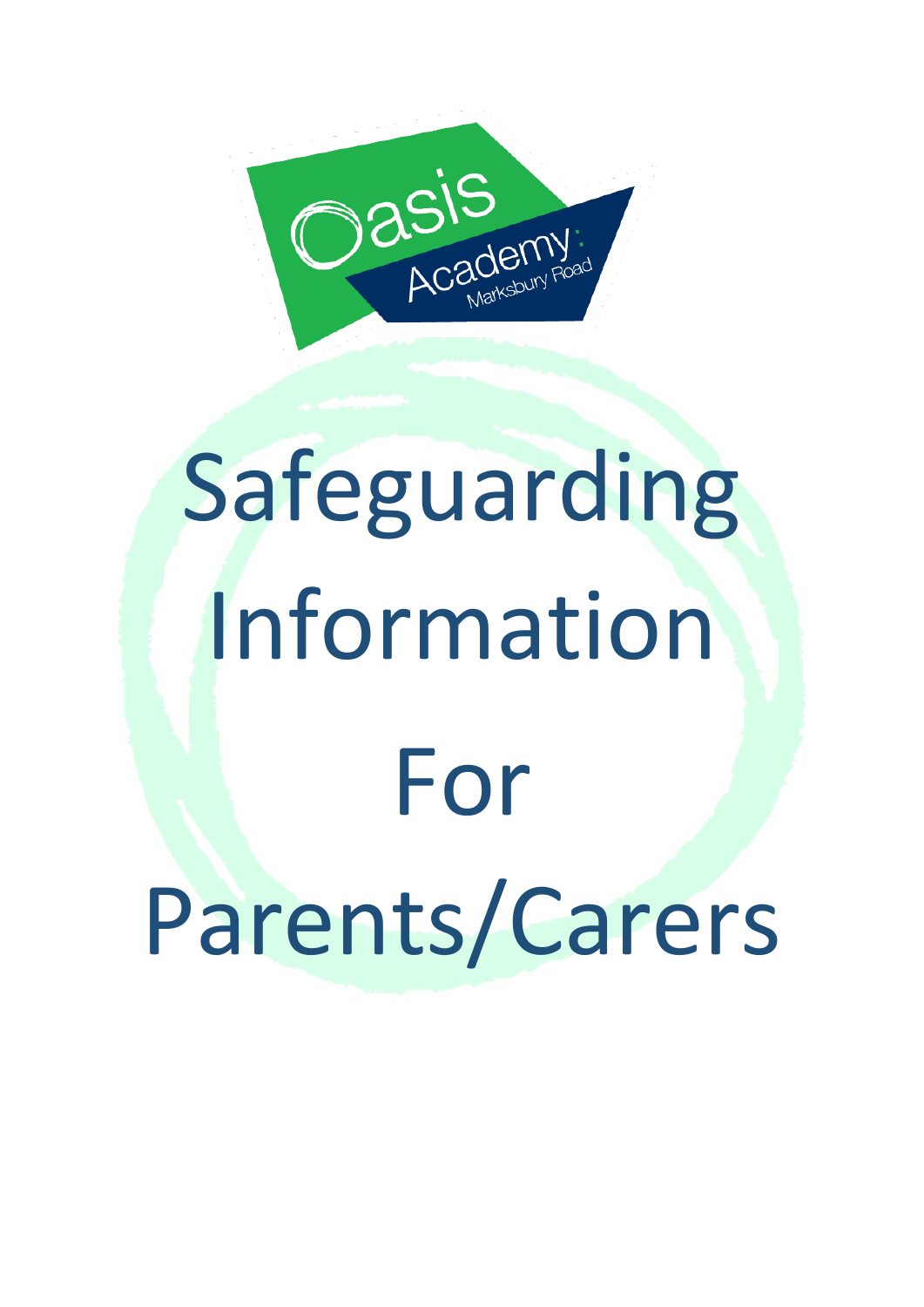Oasis Academy: Marksbury Road

# Safeguarding Information For Parents/Carers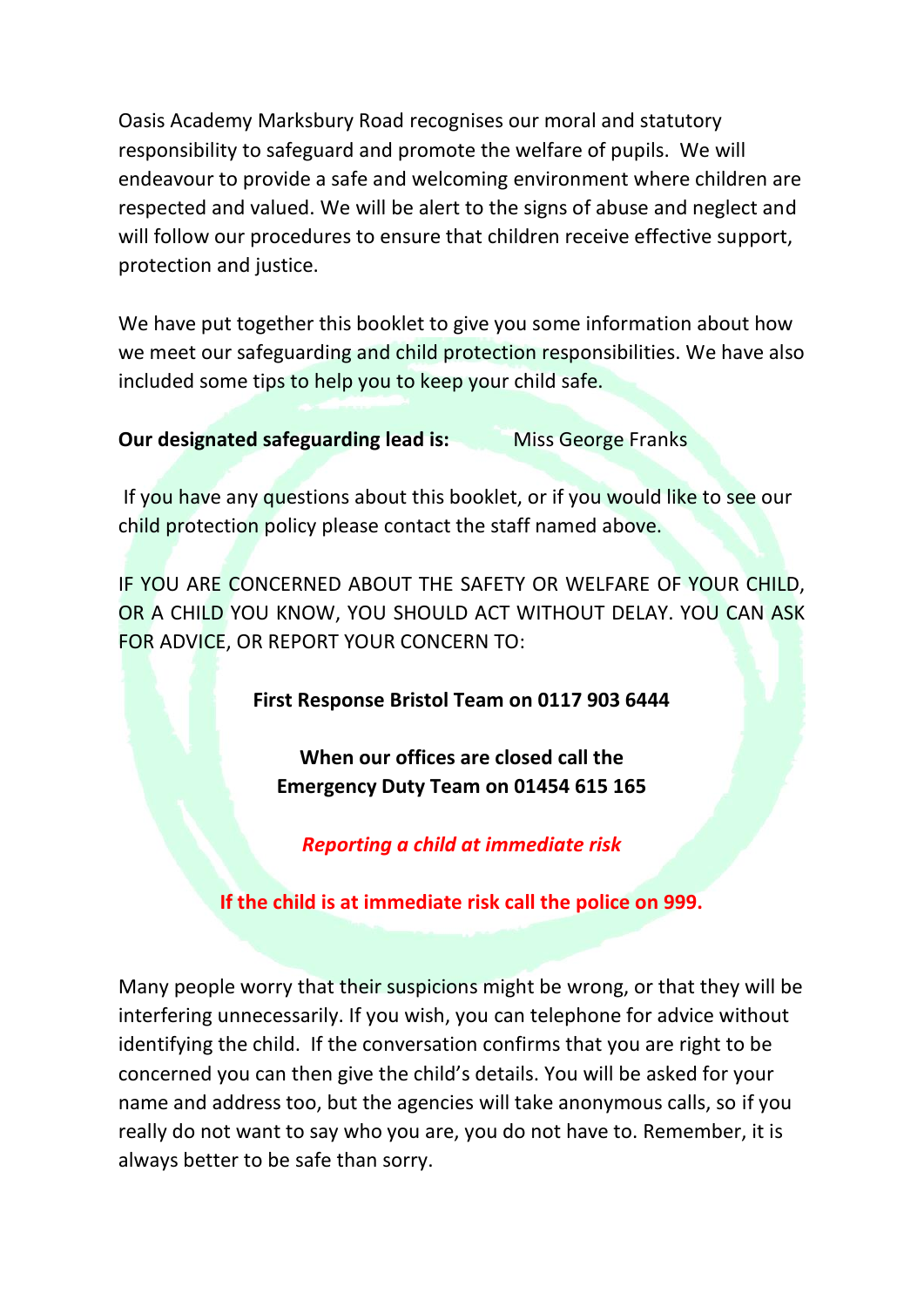Oasis Academy Marksbury Road recognises our moral and statutory responsibility to safeguard and promote the welfare of pupils. We will endeavour to provide a safe and welcoming environment where children are respected and valued. We will be alert to the signs of abuse and neglect and will follow our procedures to ensure that children receive effective support, protection and justice.

We have put together this booklet to give you some information about how we meet our safeguarding and child protection responsibilities. We have also included some tips to help you to keep your child safe.

**Our designated safeguarding lead is:** Miss George Franks

If you have any questions about this booklet, or if you would like to see our child protection policy please contact the staff named above.

IF YOU ARE CONCERNED ABOUT THE SAFETY OR WELFARE OF YOUR CHILD, OR A CHILD YOU KNOW, YOU SHOULD ACT WITHOUT DELAY. YOU CAN ASK FOR ADVICE, OR REPORT YOUR CONCERN TO:

**First Response Bristol Team on 0117 903 6444**

**When our offices are closed call the Emergency Duty Team on 01454 615 165**

***Reporting a child at immediate risk***

**If the child is at immediate risk call the police on 999.**

Many people worry that their suspicions might be wrong, or that they will be interfering unnecessarily. If you wish, you can telephone for advice without identifying the child. If the conversation confirms that you are right to be concerned you can then give the child's details. You will be asked for your name and address too, but the agencies will take anonymous calls, so if you really do not want to say who you are, you do not have to. Remember, it is always better to be safe than sorry.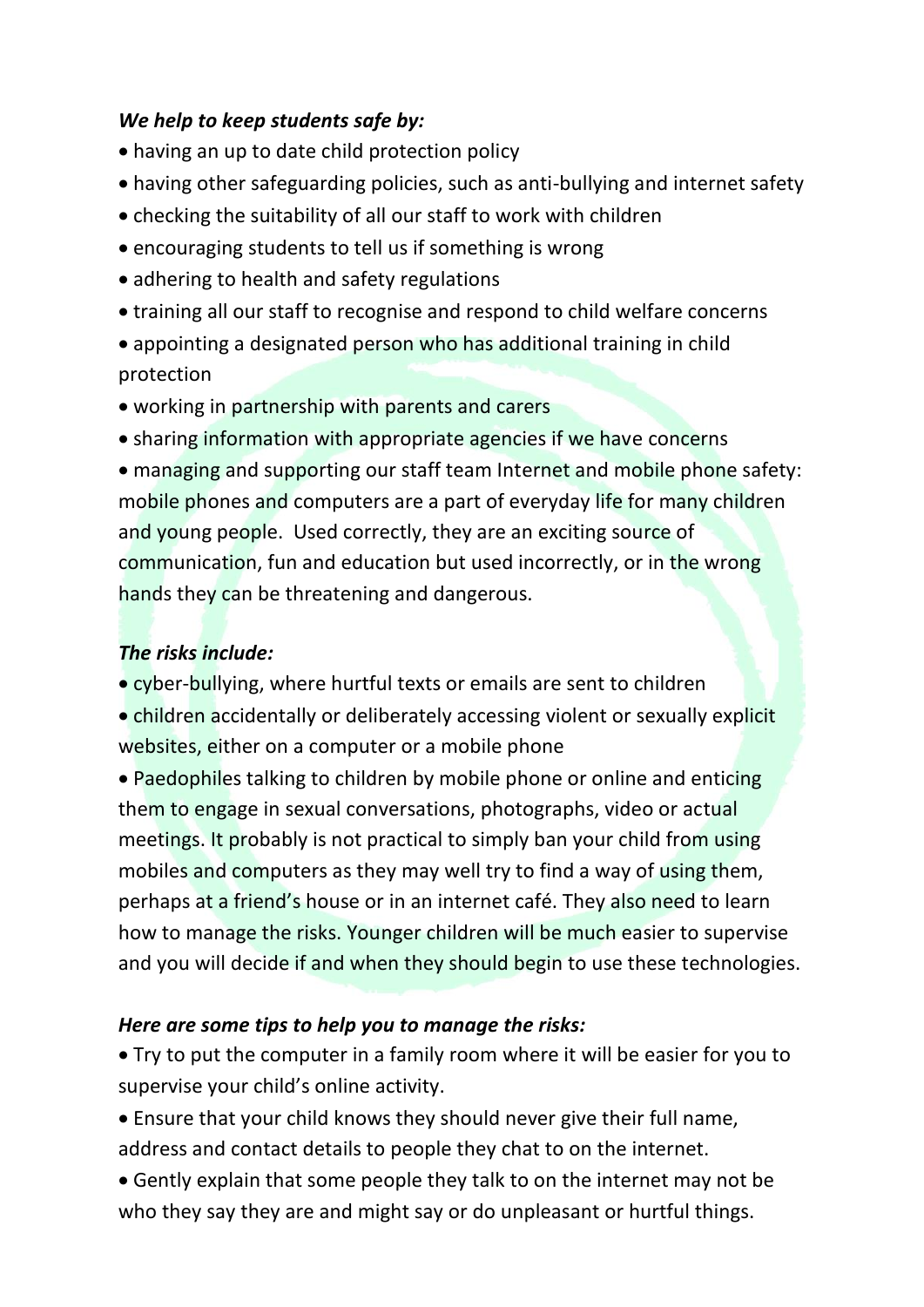***We help to keep students safe by:***

- having an up to date child protection policy
- having other safeguarding policies, such as anti-bullying and internet safety
- checking the suitability of all our staff to work with children
- encouraging students to tell us if something is wrong
- adhering to health and safety regulations
- training all our staff to recognise and respond to child welfare concerns
- appointing a designated person who has additional training in child protection
- working in partnership with parents and carers
- sharing information with appropriate agencies if we have concerns
- managing and supporting our staff team Internet and mobile phone safety: mobile phones and computers are a part of everyday life for many children and young people. Used correctly, they are an exciting source of communication, fun and education but used incorrectly, or in the wrong hands they can be threatening and dangerous.

***The risks include:***

- cyber-bullying, where hurtful texts or emails are sent to children
- children accidentally or deliberately accessing violent or sexually explicit websites, either on a computer or a mobile phone
- Paedophiles talking to children by mobile phone or online and enticing them to engage in sexual conversations, photographs, video or actual meetings. It probably is not practical to simply ban your child from using mobiles and computers as they may well try to find a way of using them, perhaps at a friend's house or in an internet café. They also need to learn how to manage the risks. Younger children will be much easier to supervise and you will decide if and when they should begin to use these technologies.

***Here are some tips to help you to manage the risks:***

- Try to put the computer in a family room where it will be easier for you to supervise your child's online activity.
- Ensure that your child knows they should never give their full name, address and contact details to people they chat to on the internet.
- Gently explain that some people they talk to on the internet may not be who they say they are and might say or do unpleasant or hurtful things.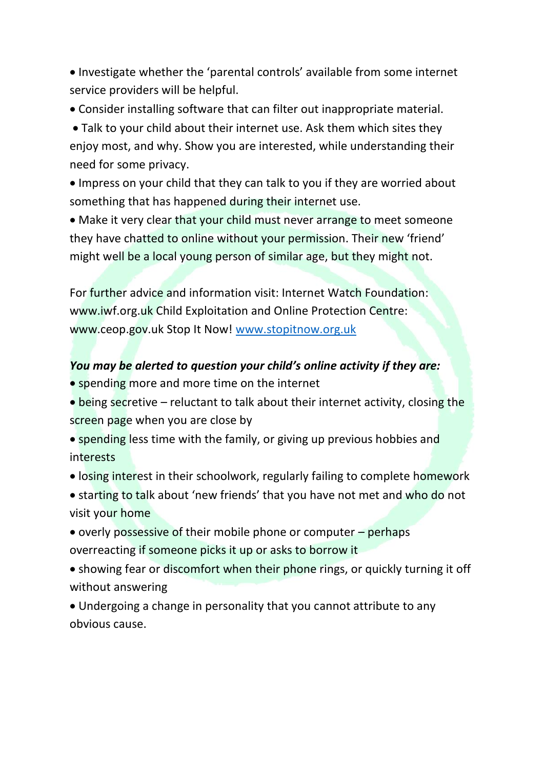- Investigate whether the 'parental controls' available from some internet service providers will be helpful.
- Consider installing software that can filter out inappropriate material.
- Talk to your child about their internet use. Ask them which sites they enjoy most, and why. Show you are interested, while understanding their need for some privacy.
- Impress on your child that they can talk to you if they are worried about something that has happened during their internet use.
- Make it very clear that your child must never arrange to meet someone they have chatted to online without your permission. Their new 'friend' might well be a local young person of similar age, but they might not.

For further advice and information visit: Internet Watch Foundation: www.iwf.org.uk Child Exploitation and Online Protection Centre: www.ceop.gov.uk Stop It Now! [www.stopitnow.org.uk](http://www.stopitnow.org.uk)

***You may be alerted to question your child's online activity if they are:***

- spending more and more time on the internet
- being secretive – reluctant to talk about their internet activity, closing the screen page when you are close by
- spending less time with the family, or giving up previous hobbies and interests
- losing interest in their schoolwork, regularly failing to complete homework
- starting to talk about 'new friends' that you have not met and who do not visit your home
- overly possessive of their mobile phone or computer – perhaps overreacting if someone picks it up or asks to borrow it
- showing fear or discomfort when their phone rings, or quickly turning it off without answering
- Undergoing a change in personality that you cannot attribute to any obvious cause.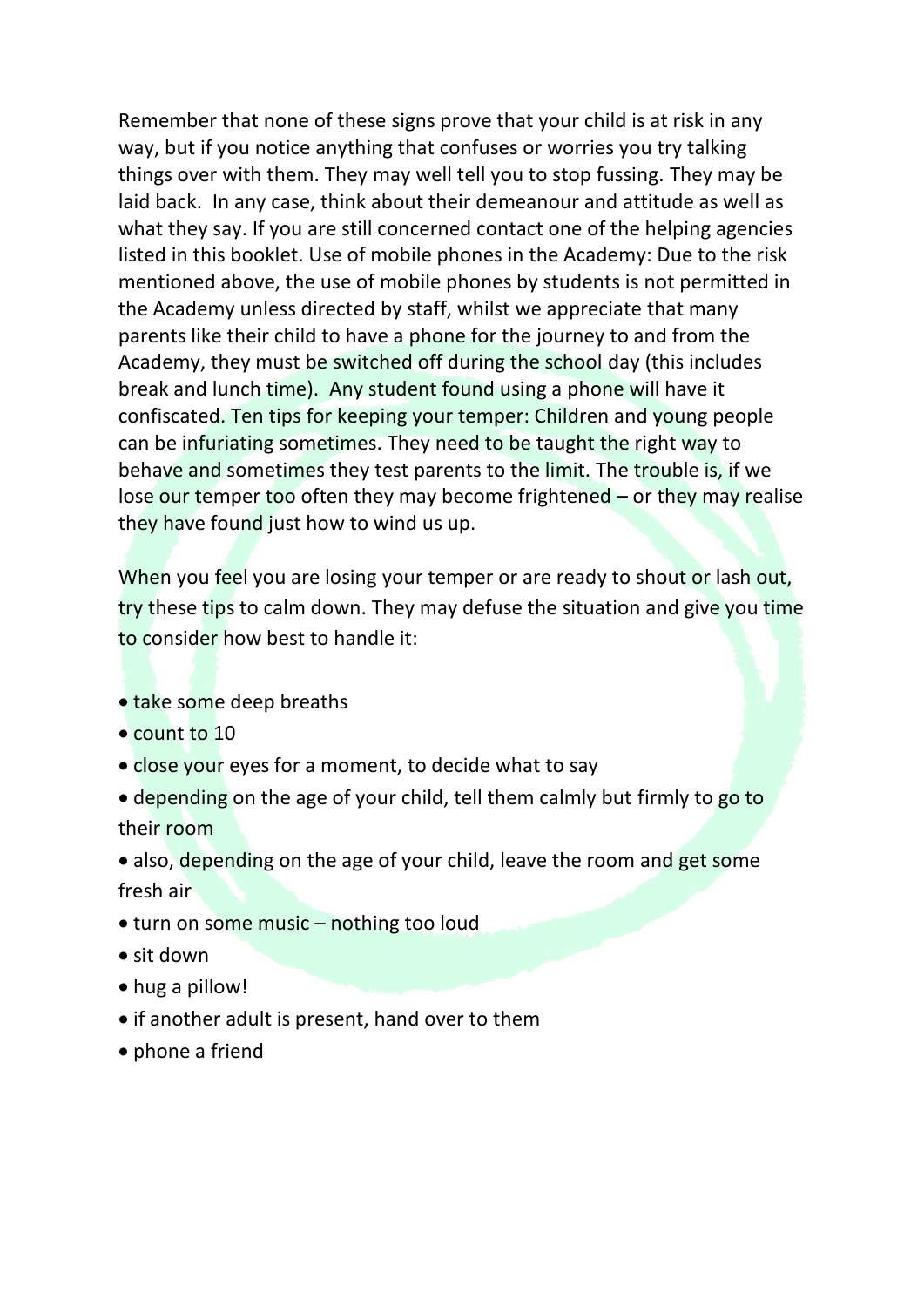Remember that none of these signs prove that your child is at risk in any way, but if you notice anything that confuses or worries you try talking things over with them. They may well tell you to stop fussing. They may be laid back. In any case, think about their demeanour and attitude as well as what they say. If you are still concerned contact one of the helping agencies listed in this booklet. Use of mobile phones in the Academy: Due to the risk mentioned above, the use of mobile phones by students is not permitted in the Academy unless directed by staff, whilst we appreciate that many parents like their child to have a phone for the journey to and from the Academy, they must be switched off during the school day (this includes break and lunch time). Any student found using a phone will have it confiscated. Ten tips for keeping your temper: Children and young people can be infuriating sometimes. They need to be taught the right way to behave and sometimes they test parents to the limit. The trouble is, if we lose our temper too often they may become frightened – or they may realise they have found just how to wind us up.

When you feel you are losing your temper or are ready to shout or lash out, try these tips to calm down. They may defuse the situation and give you time to consider how best to handle it:

- take some deep breaths
- count to 10
- close your eyes for a moment, to decide what to say
- depending on the age of your child, tell them calmly but firmly to go to their room
- also, depending on the age of your child, leave the room and get some fresh air
- turn on some music – nothing too loud
- sit down
- hug a pillow!
- if another adult is present, hand over to them
- phone a friend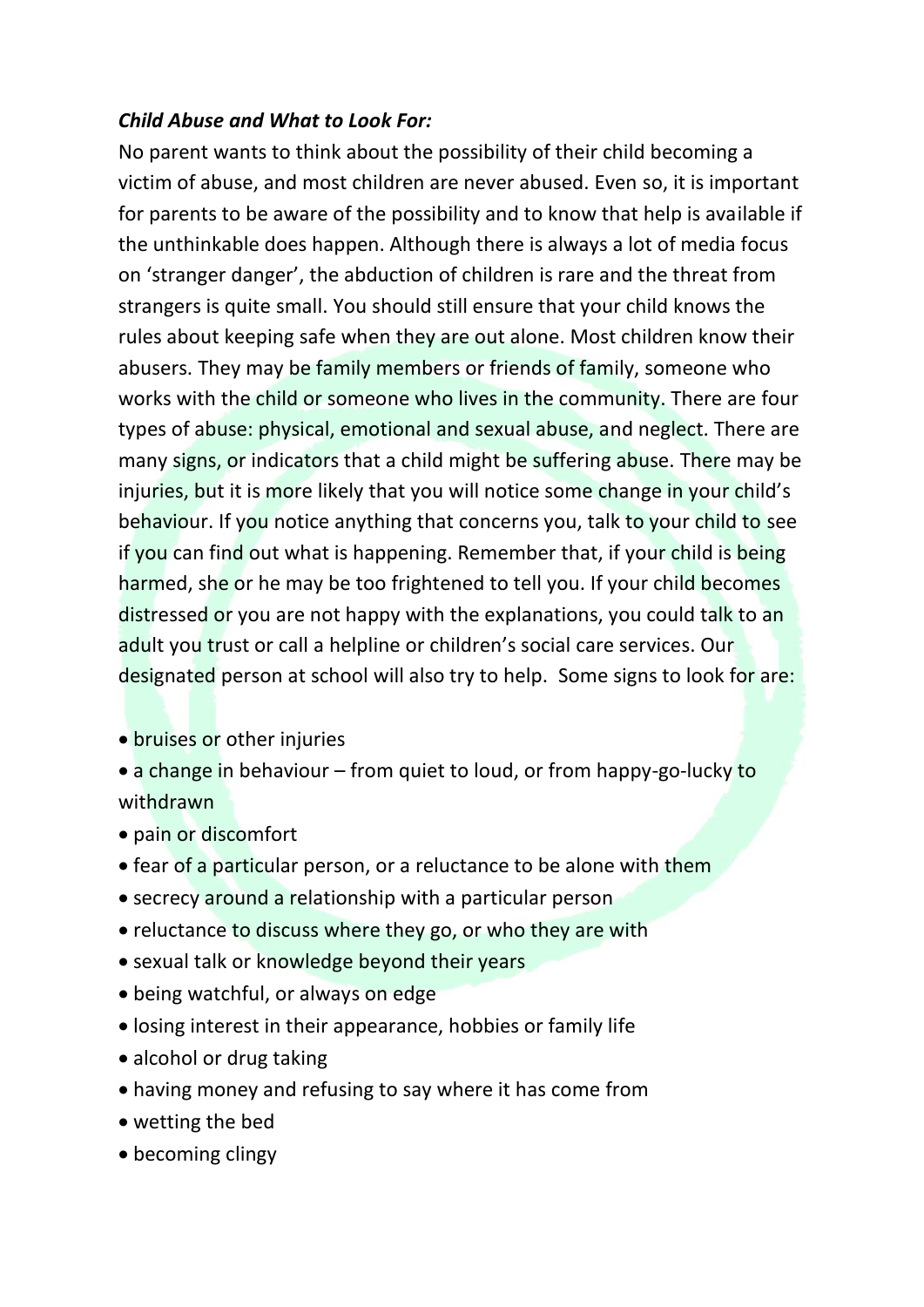***Child Abuse and What to Look For:***

No parent wants to think about the possibility of their child becoming a victim of abuse, and most children are never abused. Even so, it is important for parents to be aware of the possibility and to know that help is available if the unthinkable does happen. Although there is always a lot of media focus on 'stranger danger', the abduction of children is rare and the threat from strangers is quite small. You should still ensure that your child knows the rules about keeping safe when they are out alone. Most children know their abusers. They may be family members or friends of family, someone who works with the child or someone who lives in the community. There are four types of abuse: physical, emotional and sexual abuse, and neglect. There are many signs, or indicators that a child might be suffering abuse. There may be injuries, but it is more likely that you will notice some change in your child's behaviour. If you notice anything that concerns you, talk to your child to see if you can find out what is happening. Remember that, if your child is being harmed, she or he may be too frightened to tell you. If your child becomes distressed or you are not happy with the explanations, you could talk to an adult you trust or call a helpline or children's social care services. Our designated person at school will also try to help. Some signs to look for are:

- bruises or other injuries
- a change in behaviour – from quiet to loud, or from happy-go-lucky to withdrawn
- pain or discomfort
- fear of a particular person, or a reluctance to be alone with them
- secrecy around a relationship with a particular person
- reluctance to discuss where they go, or who they are with
- sexual talk or knowledge beyond their years
- being watchful, or always on edge
- losing interest in their appearance, hobbies or family life
- alcohol or drug taking
- having money and refusing to say where it has come from
- wetting the bed
- becoming clingy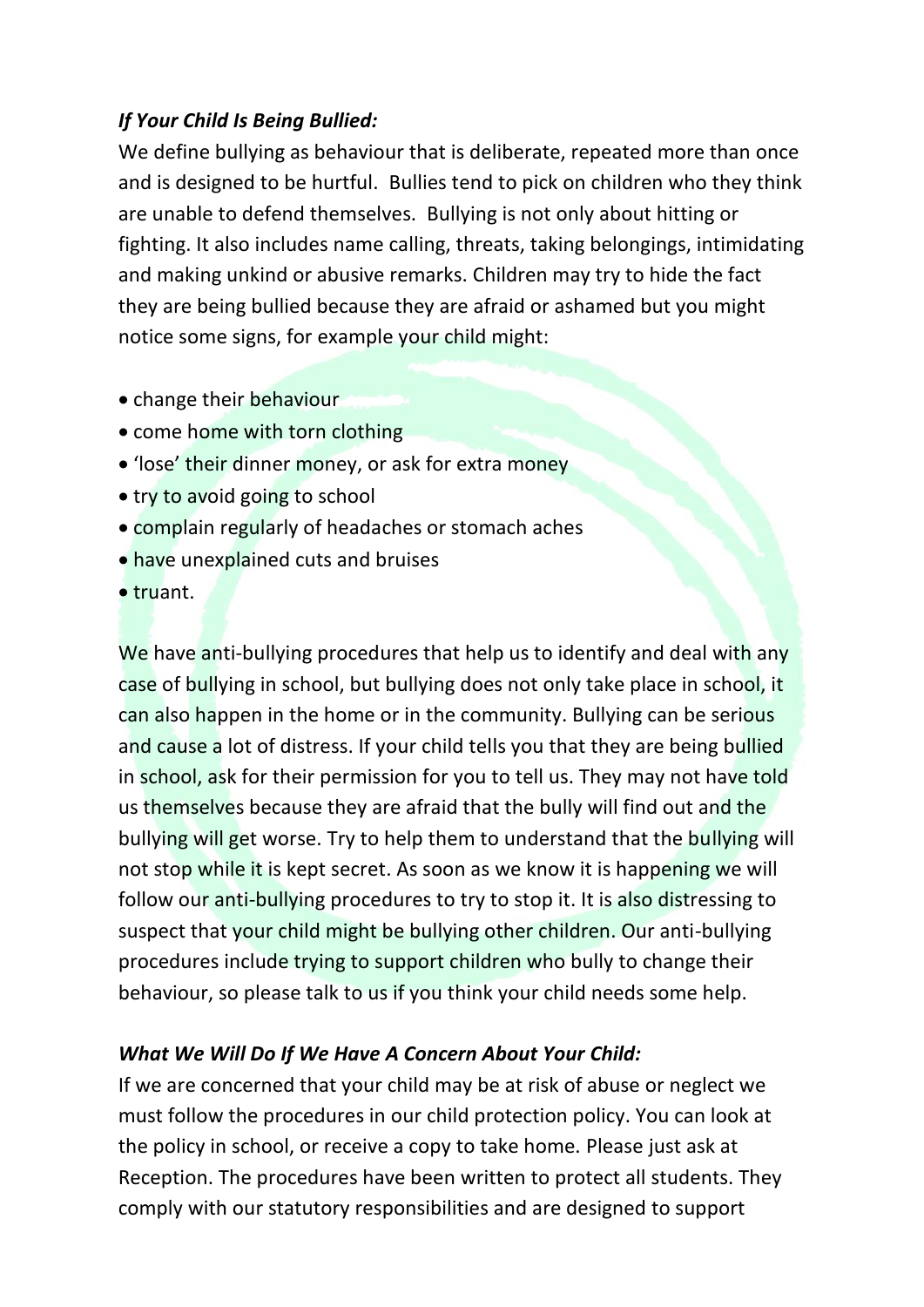***If Your Child Is Being Bullied:***

We define bullying as behaviour that is deliberate, repeated more than once and is designed to be hurtful. Bullies tend to pick on children who they think are unable to defend themselves. Bullying is not only about hitting or fighting. It also includes name calling, threats, taking belongings, intimidating and making unkind or abusive remarks. Children may try to hide the fact they are being bullied because they are afraid or ashamed but you might notice some signs, for example your child might:

- change their behaviour
- come home with torn clothing
- 'lose' their dinner money, or ask for extra money
- try to avoid going to school
- complain regularly of headaches or stomach aches
- have unexplained cuts and bruises
- truant.

We have anti-bullying procedures that help us to identify and deal with any case of bullying in school, but bullying does not only take place in school, it can also happen in the home or in the community. Bullying can be serious and cause a lot of distress. If your child tells you that they are being bullied in school, ask for their permission for you to tell us. They may not have told us themselves because they are afraid that the bully will find out and the bullying will get worse. Try to help them to understand that the bullying will not stop while it is kept secret. As soon as we know it is happening we will follow our anti-bullying procedures to try to stop it. It is also distressing to suspect that your child might be bullying other children. Our anti-bullying procedures include trying to support children who bully to change their behaviour, so please talk to us if you think your child needs some help.

***What We Will Do If We Have A Concern About Your Child:***

If we are concerned that your child may be at risk of abuse or neglect we must follow the procedures in our child protection policy. You can look at the policy in school, or receive a copy to take home. Please just ask at Reception. The procedures have been written to protect all students. They comply with our statutory responsibilities and are designed to support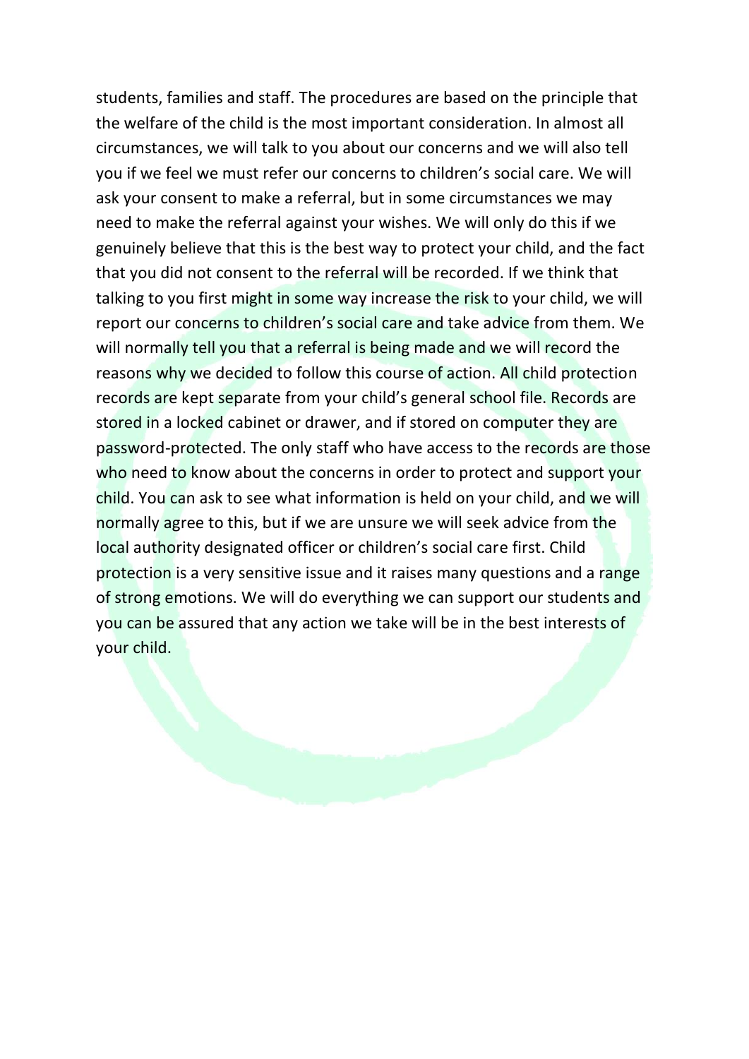students, families and staff. The procedures are based on the principle that the welfare of the child is the most important consideration. In almost all circumstances, we will talk to you about our concerns and we will also tell you if we feel we must refer our concerns to children's social care. We will ask your consent to make a referral, but in some circumstances we may need to make the referral against your wishes. We will only do this if we genuinely believe that this is the best way to protect your child, and the fact that you did not consent to the referral will be recorded. If we think that talking to you first might in some way increase the risk to your child, we will report our concerns to children's social care and take advice from them. We will normally tell you that a referral is being made and we will record the reasons why we decided to follow this course of action. All child protection records are kept separate from your child's general school file. Records are stored in a locked cabinet or drawer, and if stored on computer they are password-protected. The only staff who have access to the records are those who need to know about the concerns in order to protect and support your child. You can ask to see what information is held on your child, and we will normally agree to this, but if we are unsure we will seek advice from the local authority designated officer or children's social care first. Child protection is a very sensitive issue and it raises many questions and a range of strong emotions. We will do everything we can support our students and you can be assured that any action we take will be in the best interests of your child.